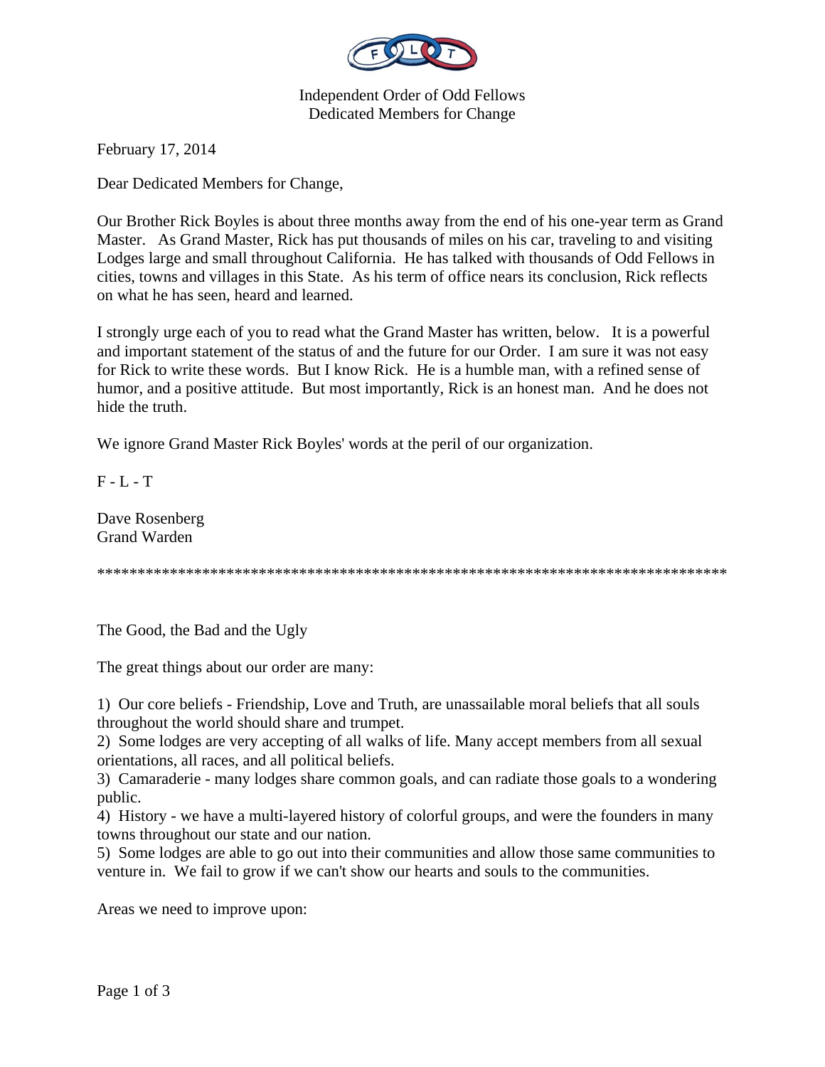Independent Order of Odd Fellows
Dedicated Members for Change

February 17, 2014

Dear Dedicated Members for Change,

Our Brother Rick Boyles is about three months away from the end of his one-year term as Grand Master. As Grand Master, Rick has put thousands of miles on his car, traveling to and visiting Lodges large and small throughout California. He has talked with thousands of Odd Fellows in cities, towns and villages in this State. As his term of office nears its conclusion, Rick reflects on what he has seen, heard and learned.

I strongly urge each of you to read what the Grand Master has written, below. It is a powerful and important statement of the status of and the future for our Order. I am sure it was not easy for Rick to write these words. But I know Rick. He is a humble man, with a refined sense of humor, and a positive attitude. But most importantly, Rick is an honest man. And he does not hide the truth.

We ignore Grand Master Rick Boyles' words at the peril of our organization.

F - L - T

Dave Rosenberg
Grand Warden

*********************************************************************************

The Good, the Bad and the Ugly

The great things about our order are many:

1) Our core beliefs - Friendship, Love and Truth, are unassailable moral beliefs that all souls throughout the world should share and trumpet.
2) Some lodges are very accepting of all walks of life. Many accept members from all sexual orientations, all races, and all political beliefs.
3) Camaraderie - many lodges share common goals, and can radiate those goals to a wondering public.
4) History - we have a multi-layered history of colorful groups, and were the founders in many towns throughout our state and our nation.
5) Some lodges are able to go out into their communities and allow those same communities to venture in. We fail to grow if we can't show our hearts and souls to the communities.

Areas we need to improve upon: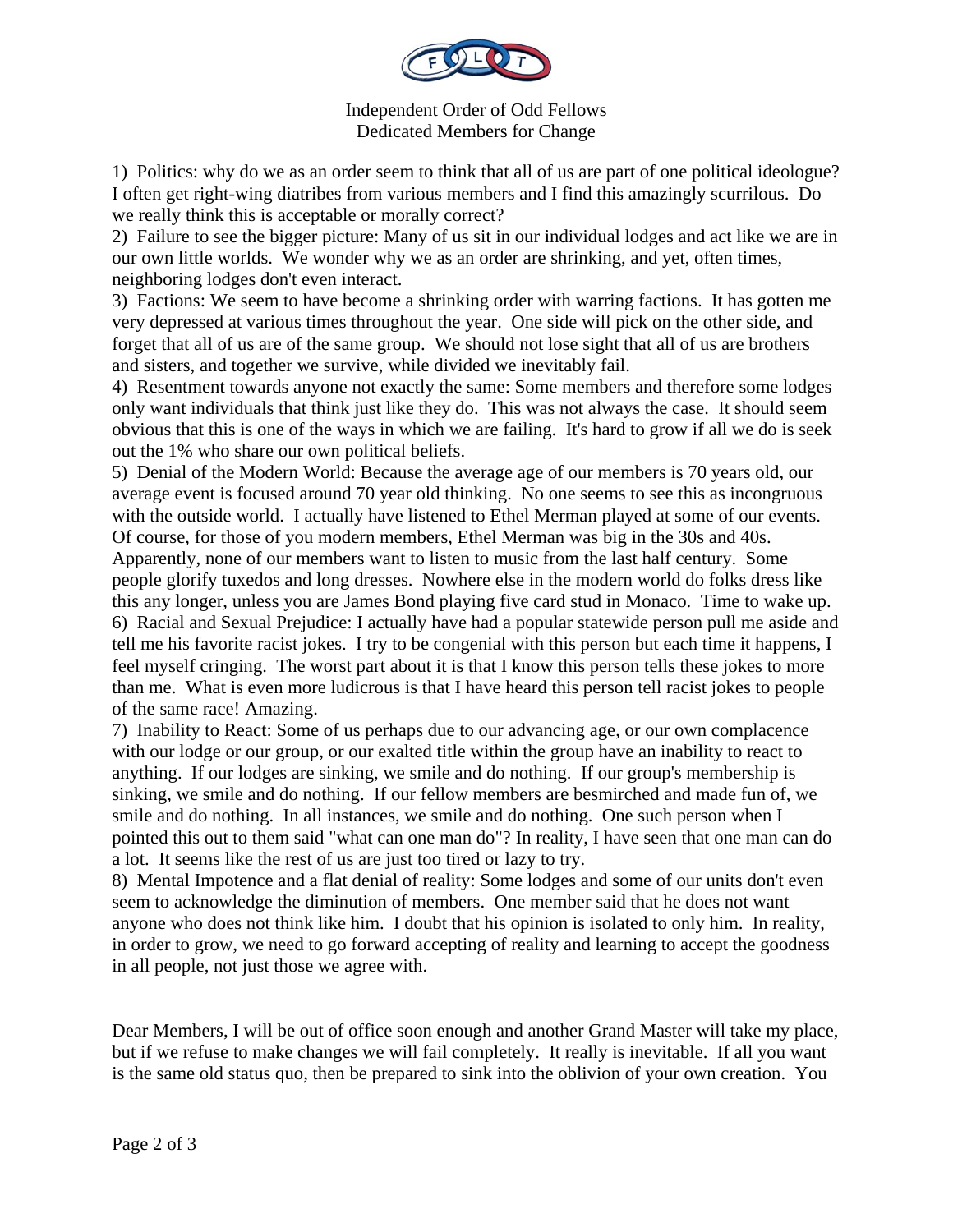Independent Order of Odd Fellows
Dedicated Members for Change

1) Politics: why do we as an order seem to think that all of us are part of one political ideologue? I often get right-wing diatribes from various members and I find this amazingly scurrilous. Do we really think this is acceptable or morally correct?

2) Failure to see the bigger picture: Many of us sit in our individual lodges and act like we are in our own little worlds. We wonder why we as an order are shrinking, and yet, often times, neighboring lodges don't even interact.

3) Factions: We seem to have become a shrinking order with warring factions. It has gotten me very depressed at various times throughout the year. One side will pick on the other side, and forget that all of us are of the same group. We should not lose sight that all of us are brothers and sisters, and together we survive, while divided we inevitably fail.

4) Resentment towards anyone not exactly the same: Some members and therefore some lodges only want individuals that think just like they do. This was not always the case. It should seem obvious that this is one of the ways in which we are failing. It's hard to grow if all we do is seek out the 1% who share our own political beliefs.

5) Denial of the Modern World: Because the average age of our members is 70 years old, our average event is focused around 70 year old thinking. No one seems to see this as incongruous with the outside world. I actually have listened to Ethel Merman played at some of our events. Of course, for those of you modern members, Ethel Merman was big in the 30s and 40s. Apparently, none of our members want to listen to music from the last half century. Some people glorify tuxedos and long dresses. Nowhere else in the modern world do folks dress like this any longer, unless you are James Bond playing five card stud in Monaco. Time to wake up.

6) Racial and Sexual Prejudice: I actually have had a popular statewide person pull me aside and tell me his favorite racist jokes. I try to be congenial with this person but each time it happens, I feel myself cringing. The worst part about it is that I know this person tells these jokes to more than me. What is even more ludicrous is that I have heard this person tell racist jokes to people of the same race! Amazing.

7) Inability to React: Some of us perhaps due to our advancing age, or our own complacence with our lodge or our group, or our exalted title within the group have an inability to react to anything. If our lodges are sinking, we smile and do nothing. If our group's membership is sinking, we smile and do nothing. If our fellow members are besmirched and made fun of, we smile and do nothing. In all instances, we smile and do nothing. One such person when I pointed this out to them said "what can one man do"? In reality, I have seen that one man can do a lot. It seems like the rest of us are just too tired or lazy to try.

8) Mental Impotence and a flat denial of reality: Some lodges and some of our units don't even seem to acknowledge the diminution of members. One member said that he does not want anyone who does not think like him. I doubt that his opinion is isolated to only him. In reality, in order to grow, we need to go forward accepting of reality and learning to accept the goodness in all people, not just those we agree with.

Dear Members, I will be out of office soon enough and another Grand Master will take my place, but if we refuse to make changes we will fail completely. It really is inevitable. If all you want is the same old status quo, then be prepared to sink into the oblivion of your own creation. You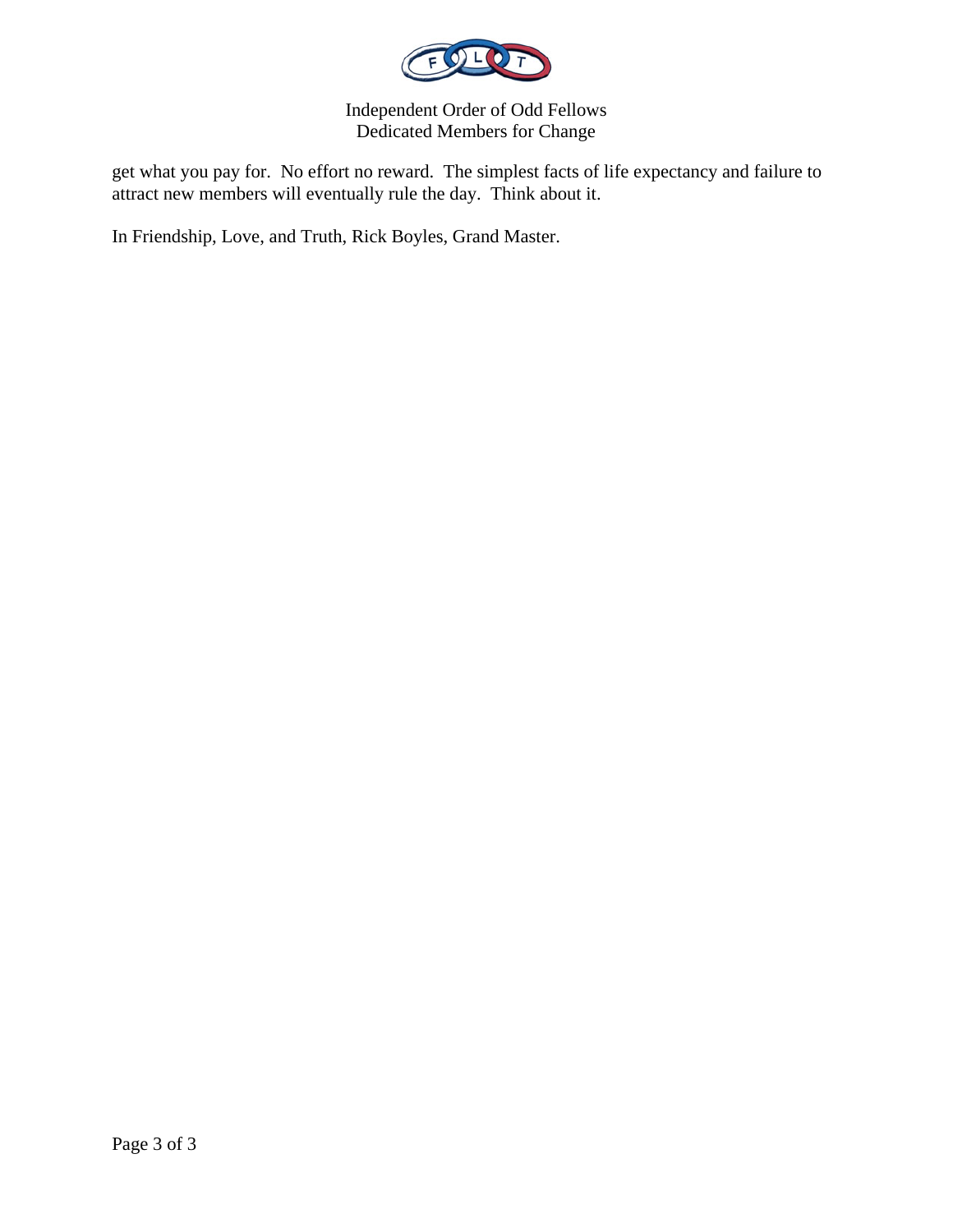get what you pay for.  No effort no reward.  The simplest facts of life expectancy and failure to attract new members will eventually rule the day.  Think about it.

In Friendship, Love, and Truth, Rick Boyles, Grand Master.